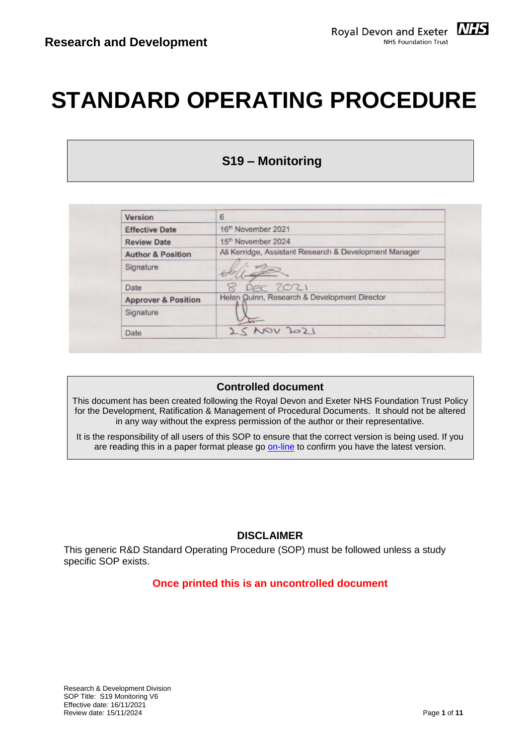**Research and Development**

Royal Devon and Exeter NHS Foundation Trust

# STANDARD OPERATING PROCEDURE

## S19 – Monitoring

| | |
|---|---|
| **Version** | 6 |
| **Effective Date** | 16th November 2021 |
| **Review Date** | 15th November 2024 |
| **Author & Position** | Ali Kerridge, Assistant Research & Development Manager |
| Signature | |
| Date | 8 DEC 2021 |
| **Approver & Position** | Helen Quinn, Research & Development Director |
| Signature | |
| Date | 25 NOV 2021 |

### Controlled document

This document has been created following the Royal Devon and Exeter NHS Foundation Trust Policy for the Development, Ratification & Management of Procedural Documents. It should not be altered in any way without the express permission of the author or their representative.

It is the responsibility of all users of this SOP to ensure that the correct version is being used. If you are reading this in a paper format please go on-line to confirm you have the latest version.

### DISCLAIMER

This generic R&D Standard Operating Procedure (SOP) must be followed unless a study specific SOP exists.

**Once printed this is an uncontrolled document**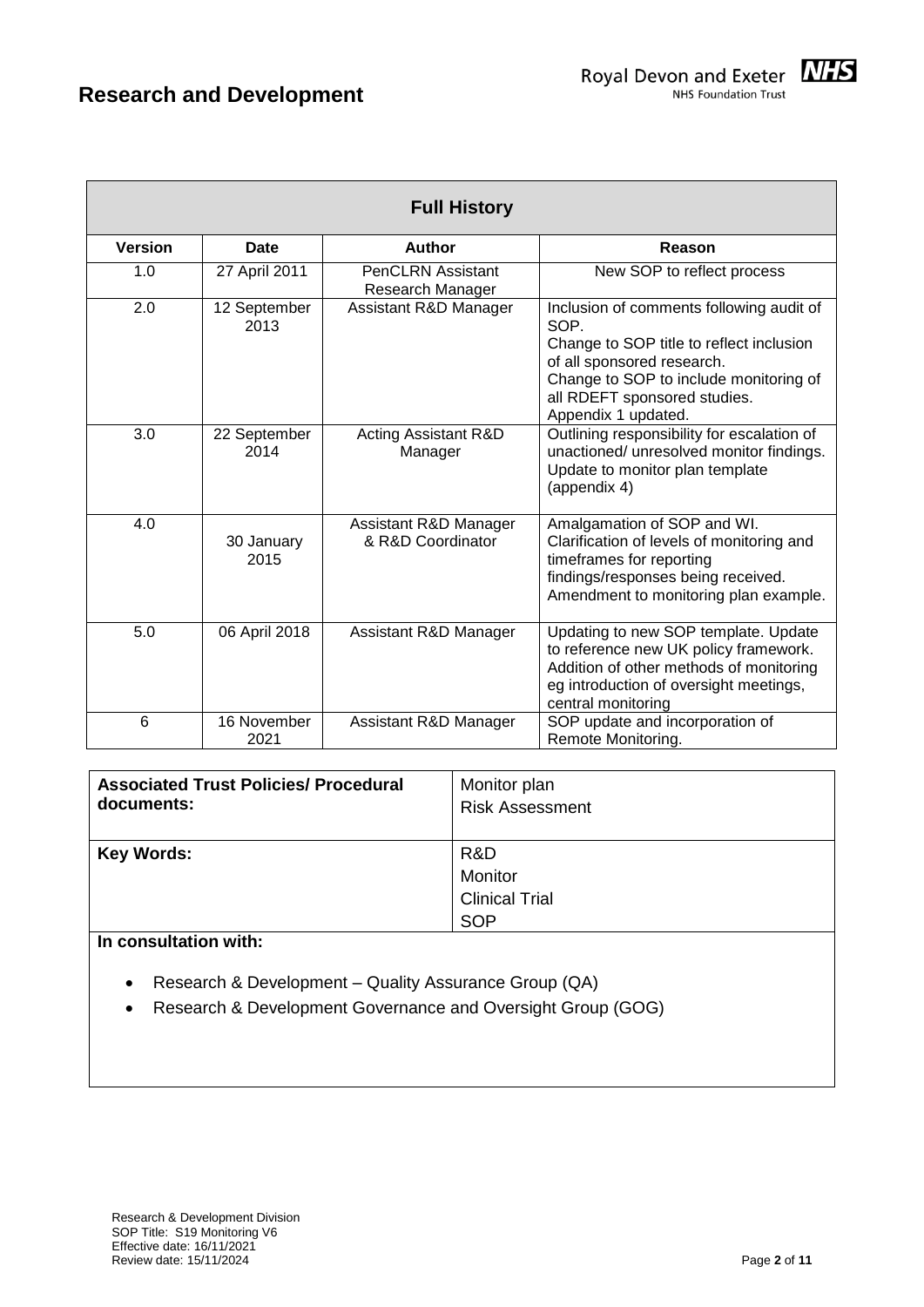## Full History

| Version | Date | Author | Reason |
|---|---|---|---|
| 1.0 | 27 April 2011 | PenCLRN Assistant Research Manager | New SOP to reflect process |
| 2.0 | 12 September 2013 | Assistant R&D Manager | Inclusion of comments following audit of SOP. Change to SOP title to reflect inclusion of all sponsored research. Change to SOP to include monitoring of all RDEFT sponsored studies. Appendix 1 updated. |
| 3.0 | 22 September 2014 | Acting Assistant R&D Manager | Outlining responsibility for escalation of unactioned/ unresolved monitor findings. Update to monitor plan template (appendix 4) |
| 4.0 | 30 January 2015 | Assistant R&D Manager & R&D Coordinator | Amalgamation of SOP and WI. Clarification of levels of monitoring and timeframes for reporting findings/responses being received. Amendment to monitoring plan example. |
| 5.0 | 06 April 2018 | Assistant R&D Manager | Updating to new SOP template. Update to reference new UK policy framework. Addition of other methods of monitoring eg introduction of oversight meetings, central monitoring |
| 6 | 16 November 2021 | Assistant R&D Manager | SOP update and incorporation of Remote Monitoring. |

| **Associated Trust Policies/ Procedural documents:** | Monitor plan<br>Risk Assessment |
|---|---|
| **Key Words:** | R&D<br>Monitor<br>Clinical Trial<br>SOP |

**In consultation with:**

- Research & Development – Quality Assurance Group (QA)
- Research & Development Governance and Oversight Group (GOG)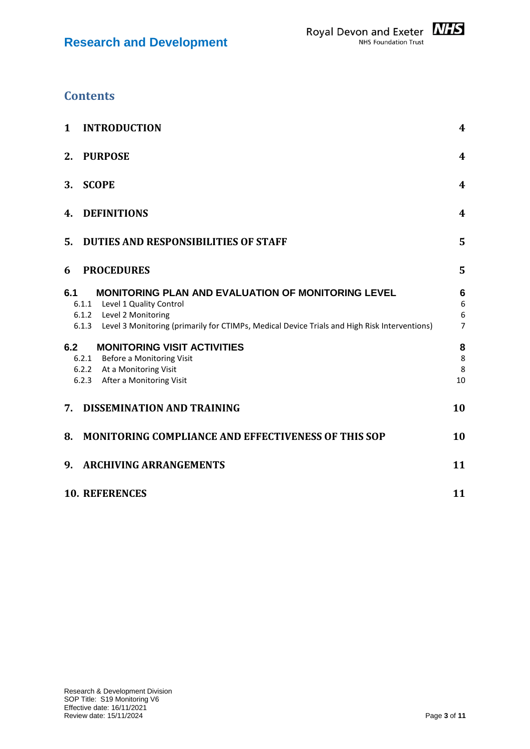# Contents

| | | |
|---|---|---|
| **1** | **INTRODUCTION** | **4** |
| **2.** | **PURPOSE** | **4** |
| **3.** | **SCOPE** | **4** |
| **4.** | **DEFINITIONS** | **4** |
| **5.** | **DUTIES AND RESPONSIBILITIES OF STAFF** | **5** |
| **6** | **PROCEDURES** | **5** |
| **6.1** | **MONITORING PLAN AND EVALUATION OF MONITORING LEVEL** | **6** |
| 6.1.1 | Level 1 Quality Control | 6 |
| 6.1.2 | Level 2 Monitoring | 6 |
| 6.1.3 | Level 3 Monitoring (primarily for CTIMPs, Medical Device Trials and High Risk Interventions) | 7 |
| **6.2** | **MONITORING VISIT ACTIVITIES** | **8** |
| 6.2.1 | Before a Monitoring Visit | 8 |
| 6.2.2 | At a Monitoring Visit | 8 |
| 6.2.3 | After a Monitoring Visit | 10 |
| **7.** | **DISSEMINATION AND TRAINING** | **10** |
| **8.** | **MONITORING COMPLIANCE AND EFFECTIVENESS OF THIS SOP** | **10** |
| **9.** | **ARCHIVING ARRANGEMENTS** | **11** |
| **10.** | **REFERENCES** | **11** |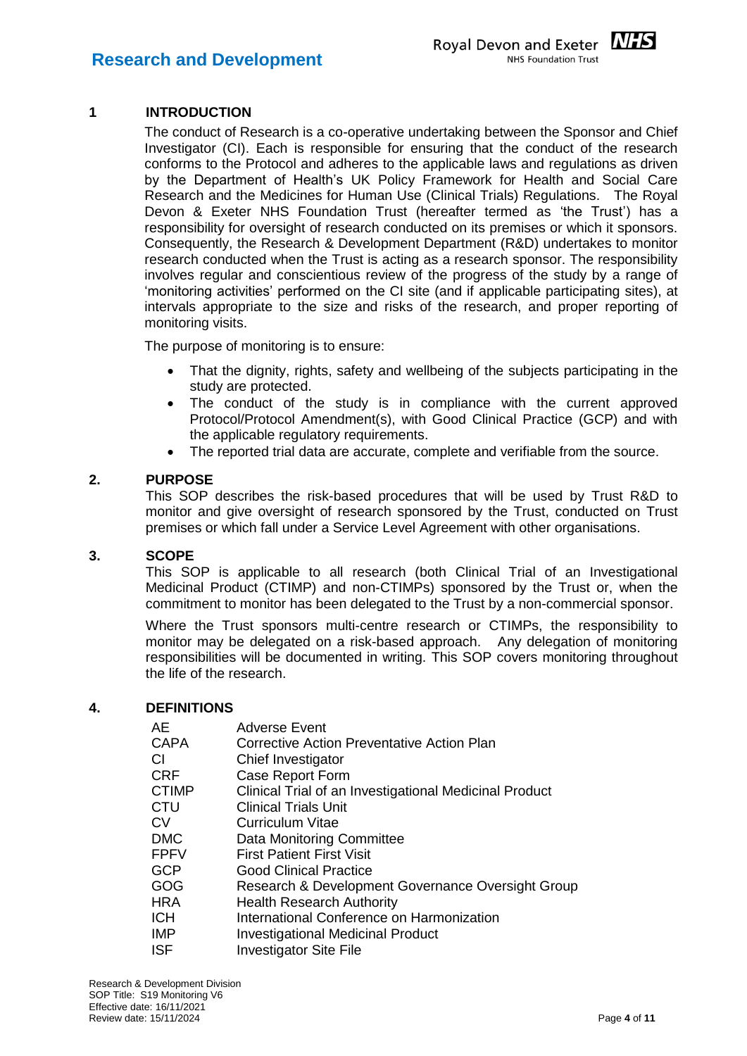## 1 INTRODUCTION

The conduct of Research is a co-operative undertaking between the Sponsor and Chief Investigator (CI). Each is responsible for ensuring that the conduct of the research conforms to the Protocol and adheres to the applicable laws and regulations as driven by the Department of Health's UK Policy Framework for Health and Social Care Research and the Medicines for Human Use (Clinical Trials) Regulations. The Royal Devon & Exeter NHS Foundation Trust (hereafter termed as 'the Trust') has a responsibility for oversight of research conducted on its premises or which it sponsors. Consequently, the Research & Development Department (R&D) undertakes to monitor research conducted when the Trust is acting as a research sponsor. The responsibility involves regular and conscientious review of the progress of the study by a range of 'monitoring activities' performed on the CI site (and if applicable participating sites), at intervals appropriate to the size and risks of the research, and proper reporting of monitoring visits.

The purpose of monitoring is to ensure:

- That the dignity, rights, safety and wellbeing of the subjects participating in the study are protected.
- The conduct of the study is in compliance with the current approved Protocol/Protocol Amendment(s), with Good Clinical Practice (GCP) and with the applicable regulatory requirements.
- The reported trial data are accurate, complete and verifiable from the source.

## 2. PURPOSE

This SOP describes the risk-based procedures that will be used by Trust R&D to monitor and give oversight of research sponsored by the Trust, conducted on Trust premises or which fall under a Service Level Agreement with other organisations.

## 3. SCOPE

This SOP is applicable to all research (both Clinical Trial of an Investigational Medicinal Product (CTIMP) and non-CTIMPs) sponsored by the Trust or, when the commitment to monitor has been delegated to the Trust by a non-commercial sponsor.

Where the Trust sponsors multi-centre research or CTIMPs, the responsibility to monitor may be delegated on a risk-based approach. Any delegation of monitoring responsibilities will be documented in writing. This SOP covers monitoring throughout the life of the research.

## 4. DEFINITIONS

| | |
|---|---|
| AE | Adverse Event |
| CAPA | Corrective Action Preventative Action Plan |
| CI | Chief Investigator |
| CRF | Case Report Form |
| CTIMP | Clinical Trial of an Investigational Medicinal Product |
| CTU | Clinical Trials Unit |
| CV | Curriculum Vitae |
| DMC | Data Monitoring Committee |
| FPFV | First Patient First Visit |
| GCP | Good Clinical Practice |
| GOG | Research & Development Governance Oversight Group |
| HRA | Health Research Authority |
| ICH | International Conference on Harmonization |
| IMP | Investigational Medicinal Product |
| ISF | Investigator Site File |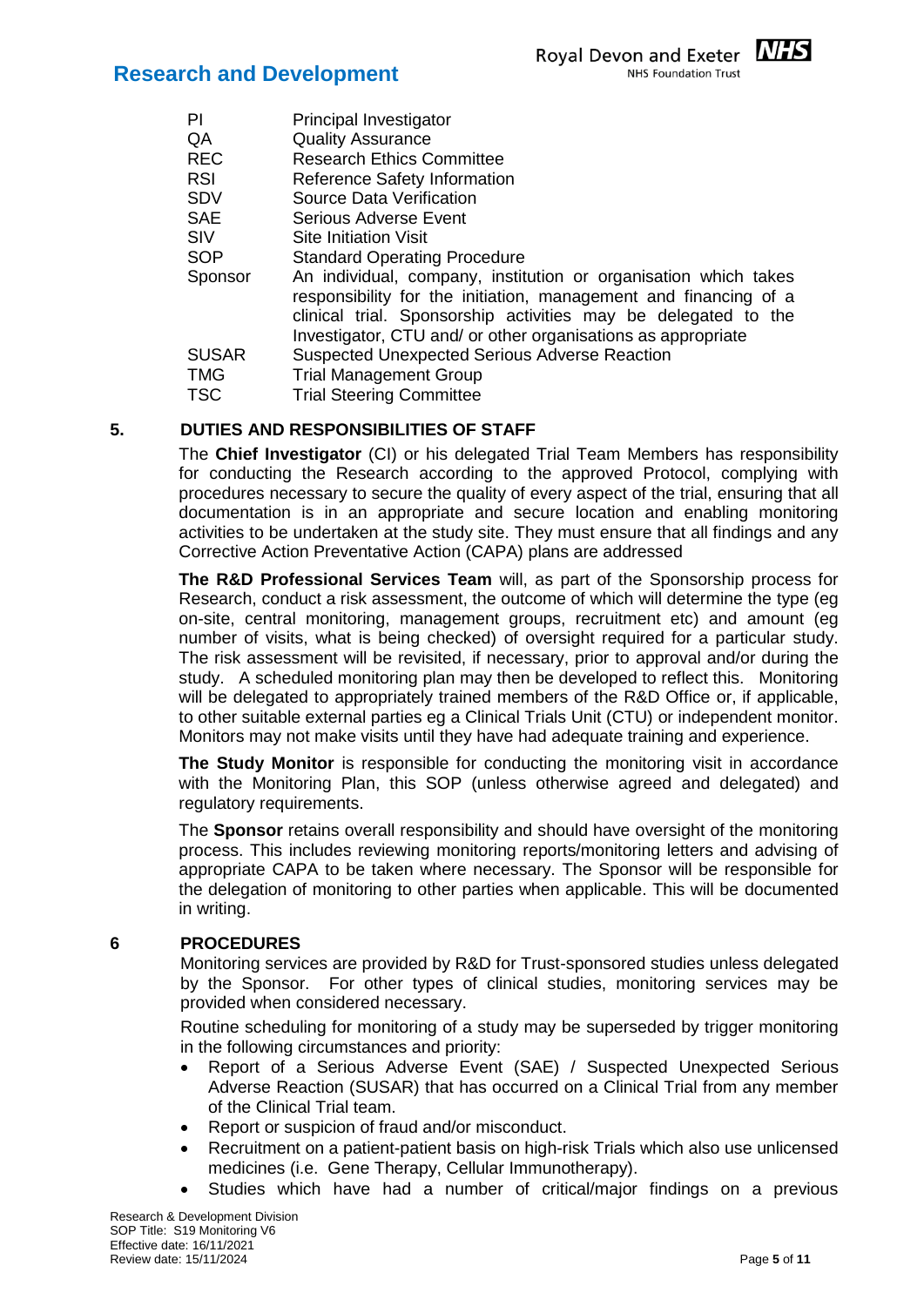| | |
|---|---|
| PI | Principal Investigator |
| QA | Quality Assurance |
| REC | Research Ethics Committee |
| RSI | Reference Safety Information |
| SDV | Source Data Verification |
| SAE | Serious Adverse Event |
| SIV | Site Initiation Visit |
| SOP | Standard Operating Procedure |
| Sponsor | An individual, company, institution or organisation which takes responsibility for the initiation, management and financing of a clinical trial. Sponsorship activities may be delegated to the Investigator, CTU and/ or other organisations as appropriate |
| SUSAR | Suspected Unexpected Serious Adverse Reaction |
| TMG | Trial Management Group |
| TSC | Trial Steering Committee |

## 5. DUTIES AND RESPONSIBILITIES OF STAFF

The **Chief Investigator** (CI) or his delegated Trial Team Members has responsibility for conducting the Research according to the approved Protocol, complying with procedures necessary to secure the quality of every aspect of the trial, ensuring that all documentation is in an appropriate and secure location and enabling monitoring activities to be undertaken at the study site. They must ensure that all findings and any Corrective Action Preventative Action (CAPA) plans are addressed

**The R&D Professional Services Team** will, as part of the Sponsorship process for Research, conduct a risk assessment, the outcome of which will determine the type (eg on-site, central monitoring, management groups, recruitment etc) and amount (eg number of visits, what is being checked) of oversight required for a particular study. The risk assessment will be revisited, if necessary, prior to approval and/or during the study. A scheduled monitoring plan may then be developed to reflect this. Monitoring will be delegated to appropriately trained members of the R&D Office or, if applicable, to other suitable external parties eg a Clinical Trials Unit (CTU) or independent monitor. Monitors may not make visits until they have had adequate training and experience.

**The Study Monitor** is responsible for conducting the monitoring visit in accordance with the Monitoring Plan, this SOP (unless otherwise agreed and delegated) and regulatory requirements.

The **Sponsor** retains overall responsibility and should have oversight of the monitoring process. This includes reviewing monitoring reports/monitoring letters and advising of appropriate CAPA to be taken where necessary. The Sponsor will be responsible for the delegation of monitoring to other parties when applicable. This will be documented in writing.

## 6 PROCEDURES

Monitoring services are provided by R&D for Trust-sponsored studies unless delegated by the Sponsor. For other types of clinical studies, monitoring services may be provided when considered necessary.

Routine scheduling for monitoring of a study may be superseded by trigger monitoring in the following circumstances and priority:

- Report of a Serious Adverse Event (SAE) / Suspected Unexpected Serious Adverse Reaction (SUSAR) that has occurred on a Clinical Trial from any member of the Clinical Trial team.
- Report or suspicion of fraud and/or misconduct.
- Recruitment on a patient-patient basis on high-risk Trials which also use unlicensed medicines (i.e. Gene Therapy, Cellular Immunotherapy).
- Studies which have had a number of critical/major findings on a previous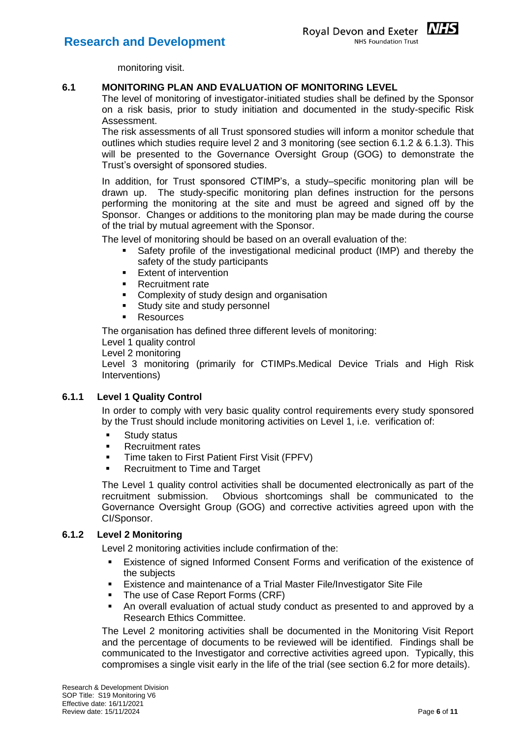monitoring visit.

## 6.1 MONITORING PLAN AND EVALUATION OF MONITORING LEVEL

The level of monitoring of investigator-initiated studies shall be defined by the Sponsor on a risk basis, prior to study initiation and documented in the study-specific Risk Assessment.

The risk assessments of all Trust sponsored studies will inform a monitor schedule that outlines which studies require level 2 and 3 monitoring (see section 6.1.2 & 6.1.3). This will be presented to the Governance Oversight Group (GOG) to demonstrate the Trust's oversight of sponsored studies.

In addition, for Trust sponsored CTIMP's, a study–specific monitoring plan will be drawn up. The study-specific monitoring plan defines instruction for the persons performing the monitoring at the site and must be agreed and signed off by the Sponsor. Changes or additions to the monitoring plan may be made during the course of the trial by mutual agreement with the Sponsor.

The level of monitoring should be based on an overall evaluation of the:

- Safety profile of the investigational medicinal product (IMP) and thereby the safety of the study participants
- Extent of intervention
- Recruitment rate
- Complexity of study design and organisation
- Study site and study personnel
- Resources

The organisation has defined three different levels of monitoring:

Level 1 quality control

Level 2 monitoring

Level 3 monitoring (primarily for CTIMPs.Medical Device Trials and High Risk Interventions)

### 6.1.1 Level 1 Quality Control

In order to comply with very basic quality control requirements every study sponsored by the Trust should include monitoring activities on Level 1, i.e. verification of:

- Study status
- Recruitment rates
- Time taken to First Patient First Visit (FPFV)
- Recruitment to Time and Target

The Level 1 quality control activities shall be documented electronically as part of the recruitment submission. Obvious shortcomings shall be communicated to the Governance Oversight Group (GOG) and corrective activities agreed upon with the CI/Sponsor.

### 6.1.2 Level 2 Monitoring

Level 2 monitoring activities include confirmation of the:

- Existence of signed Informed Consent Forms and verification of the existence of the subjects
- Existence and maintenance of a Trial Master File/Investigator Site File
- The use of Case Report Forms (CRF)
- An overall evaluation of actual study conduct as presented to and approved by a Research Ethics Committee.

The Level 2 monitoring activities shall be documented in the Monitoring Visit Report and the percentage of documents to be reviewed will be identified. Findings shall be communicated to the Investigator and corrective activities agreed upon. Typically, this compromises a single visit early in the life of the trial (see section 6.2 for more details).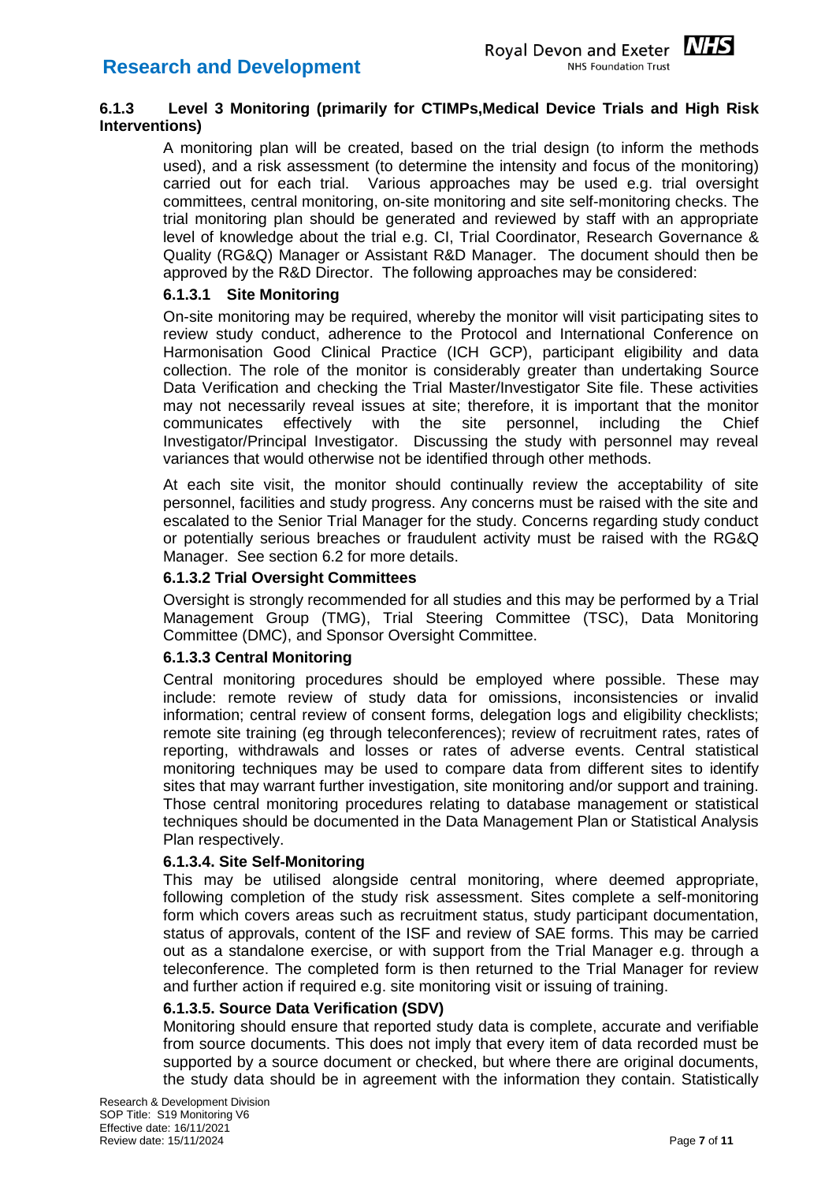### 6.1.3 Level 3 Monitoring (primarily for CTIMPs,Medical Device Trials and High Risk Interventions)

A monitoring plan will be created, based on the trial design (to inform the methods used), and a risk assessment (to determine the intensity and focus of the monitoring) carried out for each trial. Various approaches may be used e.g. trial oversight committees, central monitoring, on-site monitoring and site self-monitoring checks. The trial monitoring plan should be generated and reviewed by staff with an appropriate level of knowledge about the trial e.g. CI, Trial Coordinator, Research Governance & Quality (RG&Q) Manager or Assistant R&D Manager. The document should then be approved by the R&D Director. The following approaches may be considered:

#### 6.1.3.1 Site Monitoring

On-site monitoring may be required, whereby the monitor will visit participating sites to review study conduct, adherence to the Protocol and International Conference on Harmonisation Good Clinical Practice (ICH GCP), participant eligibility and data collection. The role of the monitor is considerably greater than undertaking Source Data Verification and checking the Trial Master/Investigator Site file. These activities may not necessarily reveal issues at site; therefore, it is important that the monitor communicates effectively with the site personnel, including the Chief Investigator/Principal Investigator. Discussing the study with personnel may reveal variances that would otherwise not be identified through other methods.

At each site visit, the monitor should continually review the acceptability of site personnel, facilities and study progress. Any concerns must be raised with the site and escalated to the Senior Trial Manager for the study. Concerns regarding study conduct or potentially serious breaches or fraudulent activity must be raised with the RG&Q Manager. See section 6.2 for more details.

#### 6.1.3.2 Trial Oversight Committees

Oversight is strongly recommended for all studies and this may be performed by a Trial Management Group (TMG), Trial Steering Committee (TSC), Data Monitoring Committee (DMC), and Sponsor Oversight Committee.

#### 6.1.3.3 Central Monitoring

Central monitoring procedures should be employed where possible. These may include: remote review of study data for omissions, inconsistencies or invalid information; central review of consent forms, delegation logs and eligibility checklists; remote site training (eg through teleconferences); review of recruitment rates, rates of reporting, withdrawals and losses or rates of adverse events. Central statistical monitoring techniques may be used to compare data from different sites to identify sites that may warrant further investigation, site monitoring and/or support and training. Those central monitoring procedures relating to database management or statistical techniques should be documented in the Data Management Plan or Statistical Analysis Plan respectively.

#### 6.1.3.4. Site Self-Monitoring

This may be utilised alongside central monitoring, where deemed appropriate, following completion of the study risk assessment. Sites complete a self-monitoring form which covers areas such as recruitment status, study participant documentation, status of approvals, content of the ISF and review of SAE forms. This may be carried out as a standalone exercise, or with support from the Trial Manager e.g. through a teleconference. The completed form is then returned to the Trial Manager for review and further action if required e.g. site monitoring visit or issuing of training.

#### 6.1.3.5. Source Data Verification (SDV)

Monitoring should ensure that reported study data is complete, accurate and verifiable from source documents. This does not imply that every item of data recorded must be supported by a source document or checked, but where there are original documents, the study data should be in agreement with the information they contain. Statistically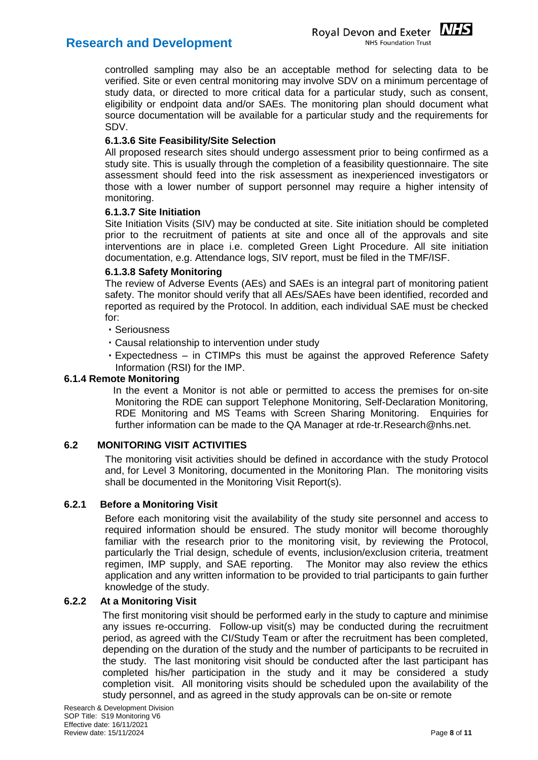controlled sampling may also be an acceptable method for selecting data to be verified. Site or even central monitoring may involve SDV on a minimum percentage of study data, or directed to more critical data for a particular study, such as consent, eligibility or endpoint data and/or SAEs. The monitoring plan should document what source documentation will be available for a particular study and the requirements for SDV.

**6.1.3.6 Site Feasibility/Site Selection**

All proposed research sites should undergo assessment prior to being confirmed as a study site. This is usually through the completion of a feasibility questionnaire. The site assessment should feed into the risk assessment as inexperienced investigators or those with a lower number of support personnel may require a higher intensity of monitoring.

**6.1.3.7 Site Initiation**

Site Initiation Visits (SIV) may be conducted at site. Site initiation should be completed prior to the recruitment of patients at site and once all of the approvals and site interventions are in place i.e. completed Green Light Procedure. All site initiation documentation, e.g. Attendance logs, SIV report, must be filed in the TMF/ISF.

**6.1.3.8 Safety Monitoring**

The review of Adverse Events (AEs) and SAEs is an integral part of monitoring patient safety. The monitor should verify that all AEs/SAEs have been identified, recorded and reported as required by the Protocol. In addition, each individual SAE must be checked for:

- Seriousness
- Causal relationship to intervention under study
- Expectedness – in CTIMPs this must be against the approved Reference Safety Information (RSI) for the IMP.

**6.1.4 Remote Monitoring**

In the event a Monitor is not able or permitted to access the premises for on-site Monitoring the RDE can support Telephone Monitoring, Self-Declaration Monitoring, RDE Monitoring and MS Teams with Screen Sharing Monitoring. Enquiries for further information can be made to the QA Manager at rde-tr.Research@nhs.net.

## 6.2 MONITORING VISIT ACTIVITIES

The monitoring visit activities should be defined in accordance with the study Protocol and, for Level 3 Monitoring, documented in the Monitoring Plan. The monitoring visits shall be documented in the Monitoring Visit Report(s).

### 6.2.1 Before a Monitoring Visit

Before each monitoring visit the availability of the study site personnel and access to required information should be ensured. The study monitor will become thoroughly familiar with the research prior to the monitoring visit, by reviewing the Protocol, particularly the Trial design, schedule of events, inclusion/exclusion criteria, treatment regimen, IMP supply, and SAE reporting. The Monitor may also review the ethics application and any written information to be provided to trial participants to gain further knowledge of the study.

### 6.2.2 At a Monitoring Visit

The first monitoring visit should be performed early in the study to capture and minimise any issues re-occurring. Follow-up visit(s) may be conducted during the recruitment period, as agreed with the CI/Study Team or after the recruitment has been completed, depending on the duration of the study and the number of participants to be recruited in the study. The last monitoring visit should be conducted after the last participant has completed his/her participation in the study and it may be considered a study completion visit. All monitoring visits should be scheduled upon the availability of the study personnel, and as agreed in the study approvals can be on-site or remote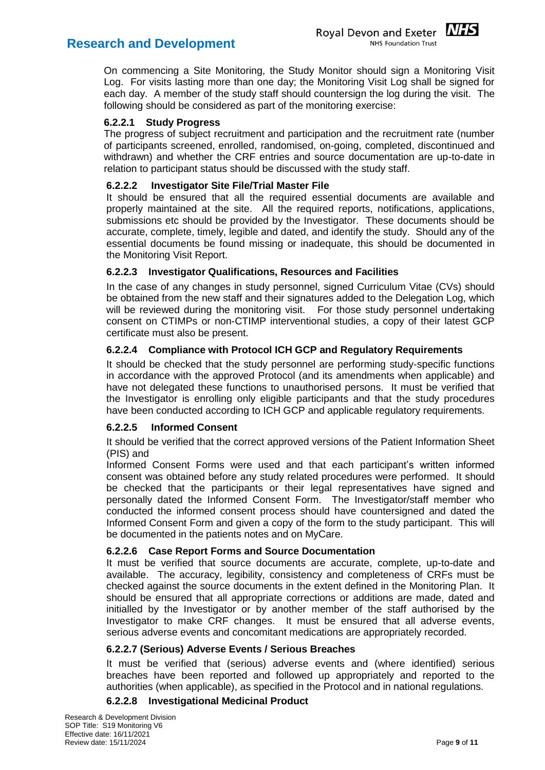On commencing a Site Monitoring, the Study Monitor should sign a Monitoring Visit Log. For visits lasting more than one day; the Monitoring Visit Log shall be signed for each day. A member of the study staff should countersign the log during the visit. The following should be considered as part of the monitoring exercise:

#### 6.2.2.1 Study Progress

The progress of subject recruitment and participation and the recruitment rate (number of participants screened, enrolled, randomised, on-going, completed, discontinued and withdrawn) and whether the CRF entries and source documentation are up-to-date in relation to participant status should be discussed with the study staff.

#### 6.2.2.2 Investigator Site File/Trial Master File

It should be ensured that all the required essential documents are available and properly maintained at the site. All the required reports, notifications, applications, submissions etc should be provided by the Investigator. These documents should be accurate, complete, timely, legible and dated, and identify the study. Should any of the essential documents be found missing or inadequate, this should be documented in the Monitoring Visit Report.

#### 6.2.2.3 Investigator Qualifications, Resources and Facilities

In the case of any changes in study personnel, signed Curriculum Vitae (CVs) should be obtained from the new staff and their signatures added to the Delegation Log, which will be reviewed during the monitoring visit. For those study personnel undertaking consent on CTIMPs or non-CTIMP interventional studies, a copy of their latest GCP certificate must also be present.

#### 6.2.2.4 Compliance with Protocol ICH GCP and Regulatory Requirements

It should be checked that the study personnel are performing study-specific functions in accordance with the approved Protocol (and its amendments when applicable) and have not delegated these functions to unauthorised persons. It must be verified that the Investigator is enrolling only eligible participants and that the study procedures have been conducted according to ICH GCP and applicable regulatory requirements.

#### 6.2.2.5 Informed Consent

It should be verified that the correct approved versions of the Patient Information Sheet (PIS) and

Informed Consent Forms were used and that each participant's written informed consent was obtained before any study related procedures were performed. It should be checked that the participants or their legal representatives have signed and personally dated the Informed Consent Form. The Investigator/staff member who conducted the informed consent process should have countersigned and dated the Informed Consent Form and given a copy of the form to the study participant. This will be documented in the patients notes and on MyCare.

#### 6.2.2.6 Case Report Forms and Source Documentation

It must be verified that source documents are accurate, complete, up-to-date and available. The accuracy, legibility, consistency and completeness of CRFs must be checked against the source documents in the extent defined in the Monitoring Plan. It should be ensured that all appropriate corrections or additions are made, dated and initialled by the Investigator or by another member of the staff authorised by the Investigator to make CRF changes. It must be ensured that all adverse events, serious adverse events and concomitant medications are appropriately recorded.

#### 6.2.2.7 (Serious) Adverse Events / Serious Breaches

It must be verified that (serious) adverse events and (where identified) serious breaches have been reported and followed up appropriately and reported to the authorities (when applicable), as specified in the Protocol and in national regulations.

#### 6.2.2.8 Investigational Medicinal Product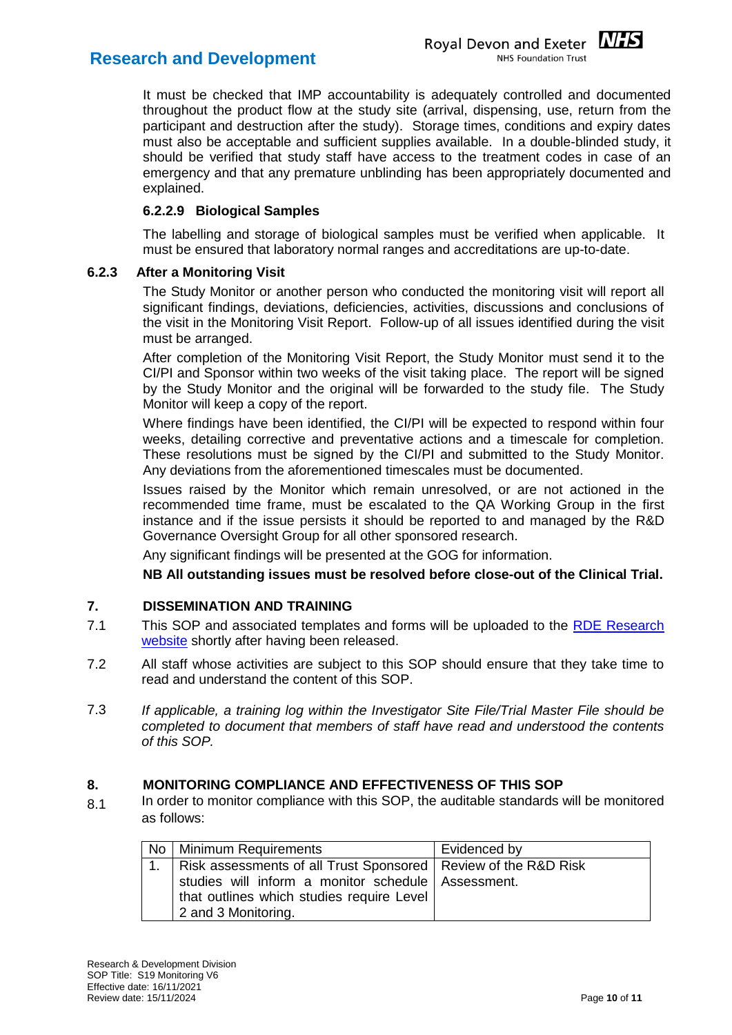It must be checked that IMP accountability is adequately controlled and documented throughout the product flow at the study site (arrival, dispensing, use, return from the participant and destruction after the study). Storage times, conditions and expiry dates must also be acceptable and sufficient supplies available. In a double-blinded study, it should be verified that study staff have access to the treatment codes in case of an emergency and that any premature unblinding has been appropriately documented and explained.

#### 6.2.2.9 Biological Samples

The labelling and storage of biological samples must be verified when applicable. It must be ensured that laboratory normal ranges and accreditations are up-to-date.

### 6.2.3 After a Monitoring Visit

The Study Monitor or another person who conducted the monitoring visit will report all significant findings, deviations, deficiencies, activities, discussions and conclusions of the visit in the Monitoring Visit Report. Follow-up of all issues identified during the visit must be arranged.

After completion of the Monitoring Visit Report, the Study Monitor must send it to the CI/PI and Sponsor within two weeks of the visit taking place. The report will be signed by the Study Monitor and the original will be forwarded to the study file. The Study Monitor will keep a copy of the report.

Where findings have been identified, the CI/PI will be expected to respond within four weeks, detailing corrective and preventative actions and a timescale for completion. These resolutions must be signed by the CI/PI and submitted to the Study Monitor. Any deviations from the aforementioned timescales must be documented.

Issues raised by the Monitor which remain unresolved, or are not actioned in the recommended time frame, must be escalated to the QA Working Group in the first instance and if the issue persists it should be reported to and managed by the R&D Governance Oversight Group for all other sponsored research.

Any significant findings will be presented at the GOG for information.

**NB All outstanding issues must be resolved before close-out of the Clinical Trial.**

## 7. DISSEMINATION AND TRAINING

7.1 This SOP and associated templates and forms will be uploaded to the RDE Research website shortly after having been released.

7.2 All staff whose activities are subject to this SOP should ensure that they take time to read and understand the content of this SOP.

7.3 *If applicable, a training log within the Investigator Site File/Trial Master File should be completed to document that members of staff have read and understood the contents of this SOP.*

## 8. MONITORING COMPLIANCE AND EFFECTIVENESS OF THIS SOP

8.1 In order to monitor compliance with this SOP, the auditable standards will be monitored as follows:

| No | Minimum Requirements | Evidenced by |
|---|---|---|
| 1. | Risk assessments of all Trust Sponsored studies will inform a monitor schedule that outlines which studies require Level 2 and 3 Monitoring. | Review of the R&D Risk Assessment. |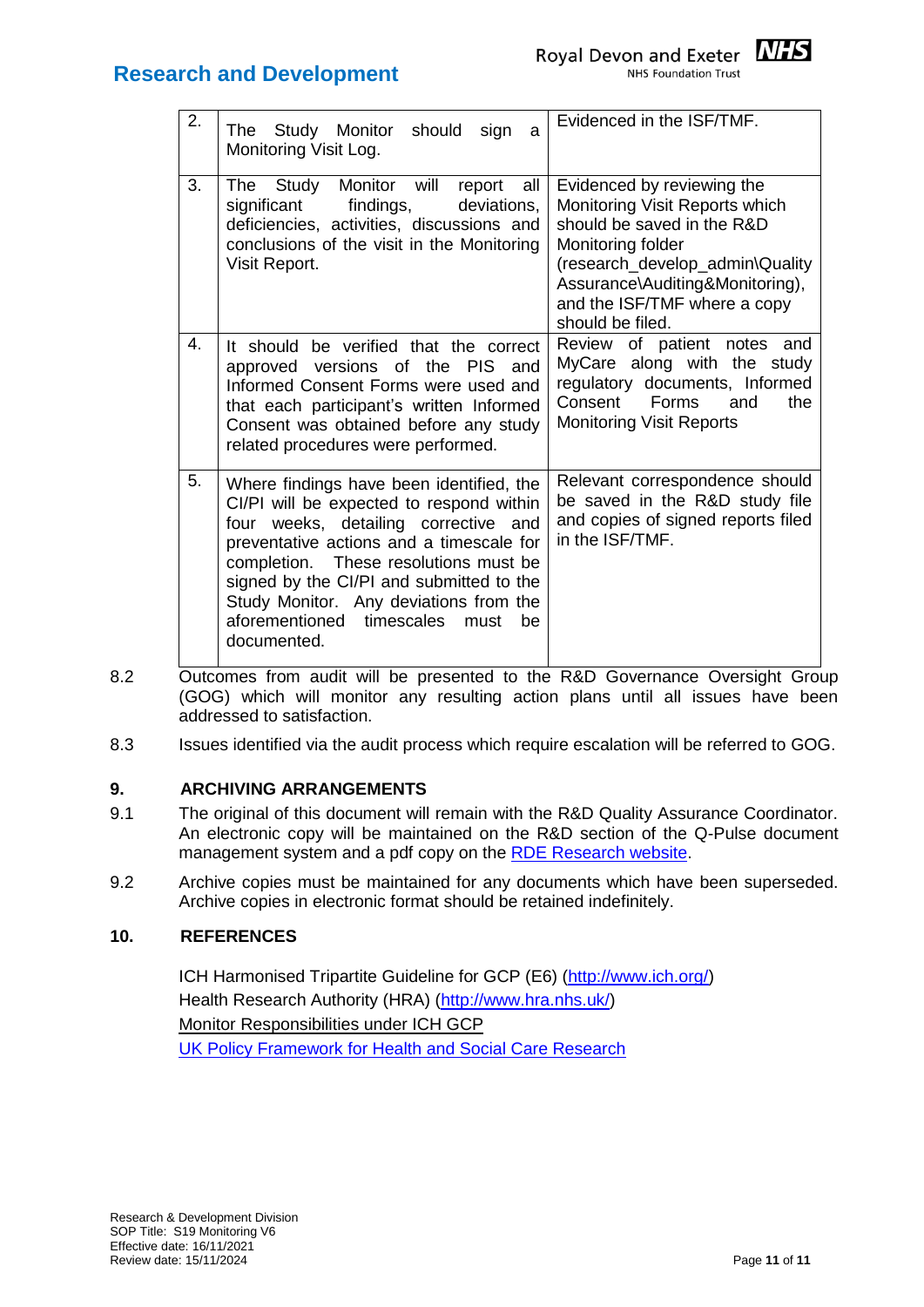| | | |
|---|---|---|
| 2. | The Study Monitor should sign a Monitoring Visit Log. | Evidenced in the ISF/TMF. |
| 3. | The Study Monitor will report all significant findings, deviations, deficiencies, activities, discussions and conclusions of the visit in the Monitoring Visit Report. | Evidenced by reviewing the Monitoring Visit Reports which should be saved in the R&D Monitoring folder (research_develop_admin\Quality Assurance\Auditing&Monitoring), and the ISF/TMF where a copy should be filed. |
| 4. | It should be verified that the correct approved versions of the PIS and Informed Consent Forms were used and that each participant's written Informed Consent was obtained before any study related procedures were performed. | Review of patient notes and MyCare along with the study regulatory documents, Informed Consent Forms and the Monitoring Visit Reports |
| 5. | Where findings have been identified, the CI/PI will be expected to respond within four weeks, detailing corrective and preventative actions and a timescale for completion. These resolutions must be signed by the CI/PI and submitted to the Study Monitor. Any deviations from the aforementioned timescales must be documented. | Relevant correspondence should be saved in the R&D study file and copies of signed reports filed in the ISF/TMF. |

8.2 Outcomes from audit will be presented to the R&D Governance Oversight Group (GOG) which will monitor any resulting action plans until all issues have been addressed to satisfaction.

8.3 Issues identified via the audit process which require escalation will be referred to GOG.

## 9. ARCHIVING ARRANGEMENTS

9.1 The original of this document will remain with the R&D Quality Assurance Coordinator. An electronic copy will be maintained on the R&D section of the Q-Pulse document management system and a pdf copy on the RDE Research website.

9.2 Archive copies must be maintained for any documents which have been superseded. Archive copies in electronic format should be retained indefinitely.

## 10. REFERENCES

ICH Harmonised Tripartite Guideline for GCP (E6) (http://www.ich.org/)
Health Research Authority (HRA) (http://www.hra.nhs.uk/)
Monitor Responsibilities under ICH GCP
UK Policy Framework for Health and Social Care Research

Research & Development Division
SOP Title: S19 Monitoring V6
Effective date: 16/11/2021
Review date: 15/11/2024